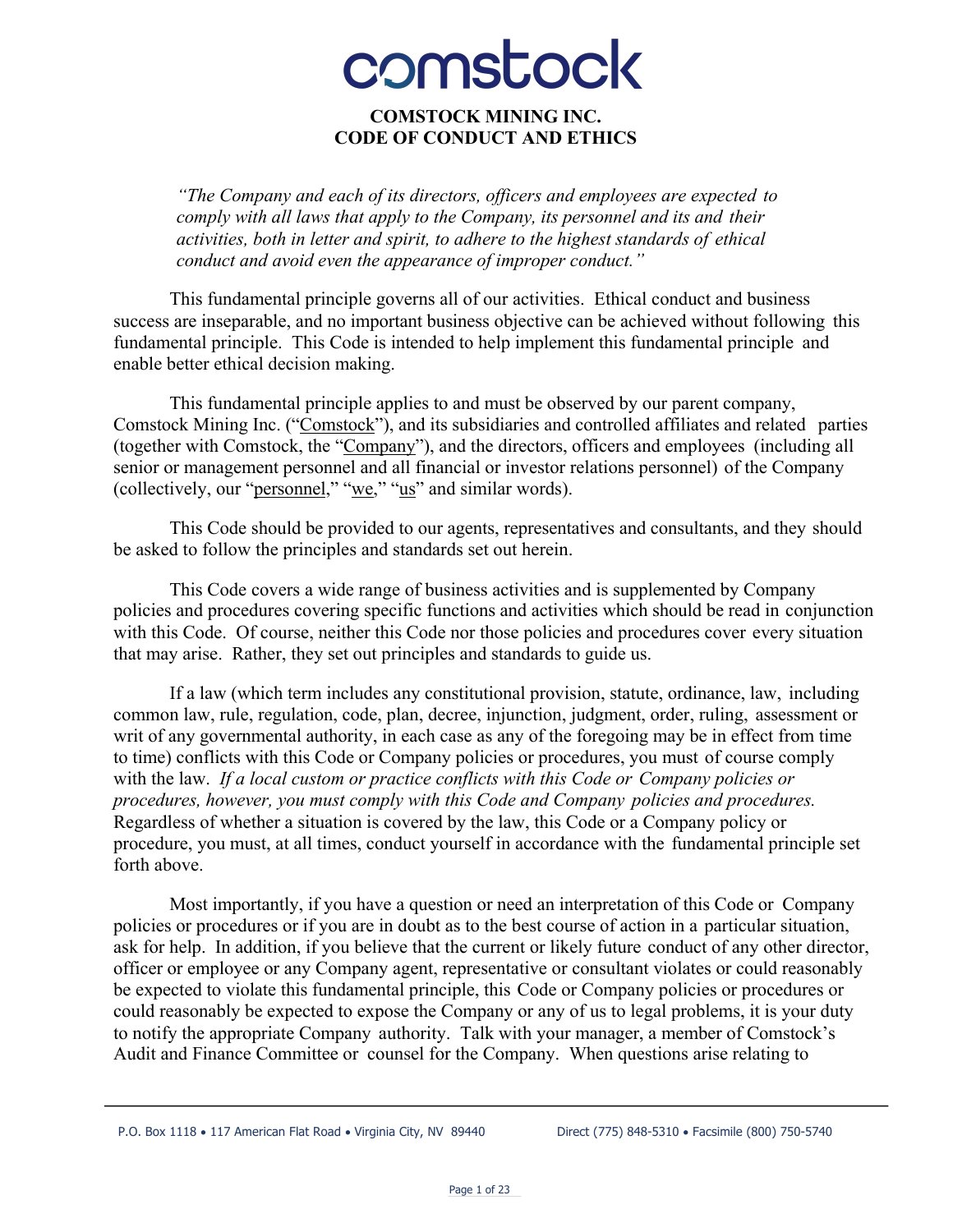comstock

# COMSTOCK MINING INC.
# CODE OF CONDUCT AND ETHICS

> *"The Company and each of its directors, officers and employees are expected to comply with all laws that apply to the Company, its personnel and its and their activities, both in letter and spirit, to adhere to the highest standards of ethical conduct and avoid even the appearance of improper conduct."*

This fundamental principle governs all of our activities. Ethical conduct and business success are inseparable, and no important business objective can be achieved without following this fundamental principle. This Code is intended to help implement this fundamental principle and enable better ethical decision making.

This fundamental principle applies to and must be observed by our parent company, Comstock Mining Inc. ("Comstock"), and its subsidiaries and controlled affiliates and related parties (together with Comstock, the "Company"), and the directors, officers and employees (including all senior or management personnel and all financial or investor relations personnel) of the Company (collectively, our "personnel," "we," "us" and similar words).

This Code should be provided to our agents, representatives and consultants, and they should be asked to follow the principles and standards set out herein.

This Code covers a wide range of business activities and is supplemented by Company policies and procedures covering specific functions and activities which should be read in conjunction with this Code. Of course, neither this Code nor those policies and procedures cover every situation that may arise. Rather, they set out principles and standards to guide us.

If a law (which term includes any constitutional provision, statute, ordinance, law, including common law, rule, regulation, code, plan, decree, injunction, judgment, order, ruling, assessment or writ of any governmental authority, in each case as any of the foregoing may be in effect from time to time) conflicts with this Code or Company policies or procedures, you must of course comply with the law. *If a local custom or practice conflicts with this Code or Company policies or procedures, however, you must comply with this Code and Company policies and procedures.* Regardless of whether a situation is covered by the law, this Code or a Company policy or procedure, you must, at all times, conduct yourself in accordance with the fundamental principle set forth above.

Most importantly, if you have a question or need an interpretation of this Code or Company policies or procedures or if you are in doubt as to the best course of action in a particular situation, ask for help. In addition, if you believe that the current or likely future conduct of any other director, officer or employee or any Company agent, representative or consultant violates or could reasonably be expected to violate this fundamental principle, this Code or Company policies or procedures or could reasonably be expected to expose the Company or any of us to legal problems, it is your duty to notify the appropriate Company authority. Talk with your manager, a member of Comstock's Audit and Finance Committee or counsel for the Company. When questions arise relating to

P.O. Box 1118 • 117 American Flat Road • Virginia City, NV 89440 Direct (775) 848-5310 • Facsimile (800) 750-5740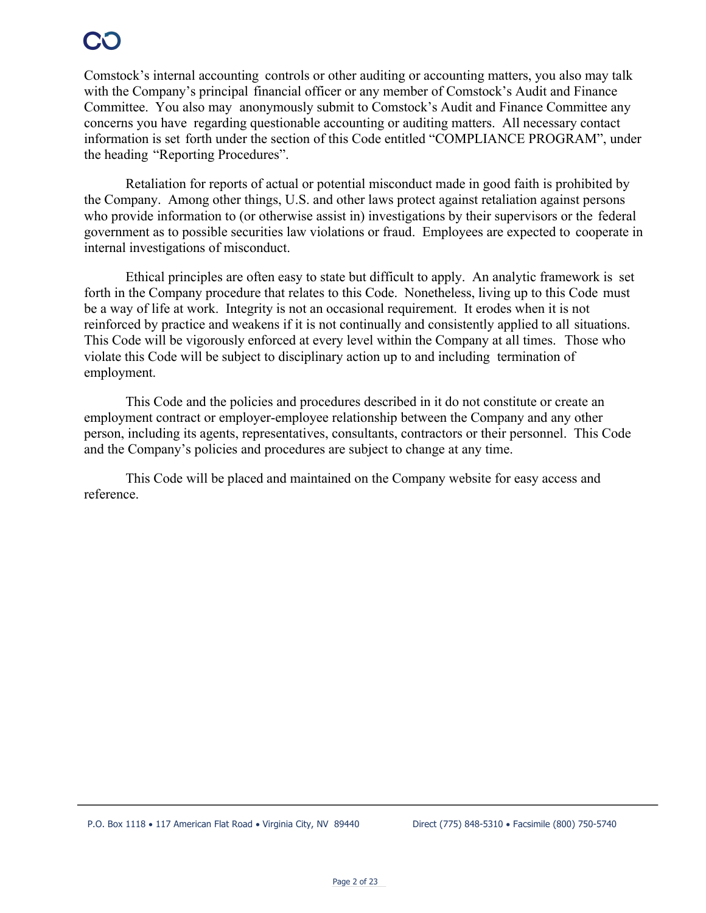Comstock's internal accounting controls or other auditing or accounting matters, you also may talk with the Company's principal financial officer or any member of Comstock's Audit and Finance Committee. You also may anonymously submit to Comstock's Audit and Finance Committee any concerns you have regarding questionable accounting or auditing matters. All necessary contact information is set forth under the section of this Code entitled "COMPLIANCE PROGRAM", under the heading "Reporting Procedures".

Retaliation for reports of actual or potential misconduct made in good faith is prohibited by the Company. Among other things, U.S. and other laws protect against retaliation against persons who provide information to (or otherwise assist in) investigations by their supervisors or the federal government as to possible securities law violations or fraud. Employees are expected to cooperate in internal investigations of misconduct.

Ethical principles are often easy to state but difficult to apply. An analytic framework is set forth in the Company procedure that relates to this Code. Nonetheless, living up to this Code must be a way of life at work. Integrity is not an occasional requirement. It erodes when it is not reinforced by practice and weakens if it is not continually and consistently applied to all situations. This Code will be vigorously enforced at every level within the Company at all times. Those who violate this Code will be subject to disciplinary action up to and including termination of employment.

This Code and the policies and procedures described in it do not constitute or create an employment contract or employer-employee relationship between the Company and any other person, including its agents, representatives, consultants, contractors or their personnel. This Code and the Company's policies and procedures are subject to change at any time.

This Code will be placed and maintained on the Company website for easy access and reference.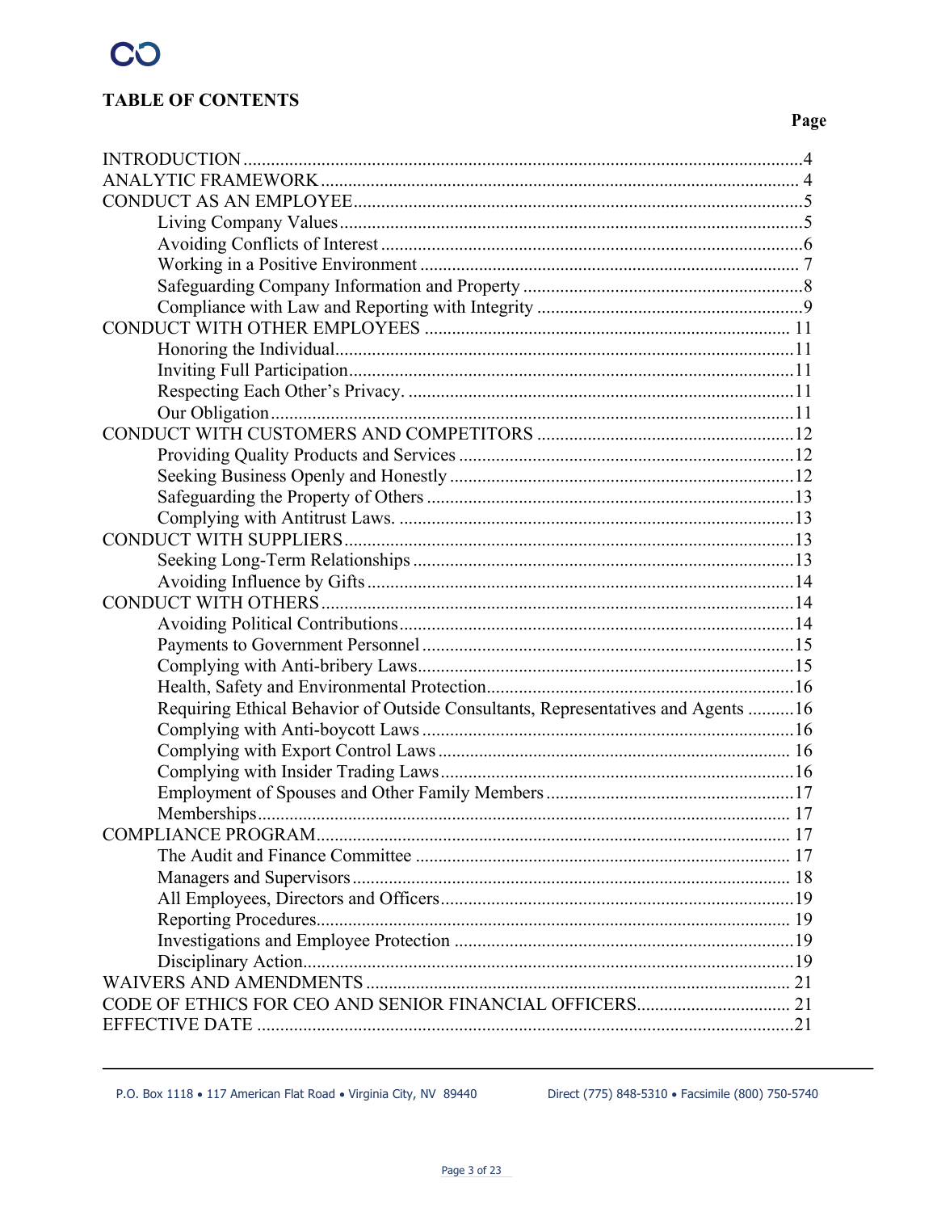## TABLE OF CONTENTS

| | Page |
|---|---|
| INTRODUCTION | 4 |
| ANALYTIC FRAMEWORK | 4 |
| CONDUCT AS AN EMPLOYEE | 5 |
| Living Company Values | 5 |
| Avoiding Conflicts of Interest | 6 |
| Working in a Positive Environment | 7 |
| Safeguarding Company Information and Property | 8 |
| Compliance with Law and Reporting with Integrity | 9 |
| CONDUCT WITH OTHER EMPLOYEES | 11 |
| Honoring the Individual | 11 |
| Inviting Full Participation | 11 |
| Respecting Each Other's Privacy. | 11 |
| Our Obligation | 11 |
| CONDUCT WITH CUSTOMERS AND COMPETITORS | 12 |
| Providing Quality Products and Services | 12 |
| Seeking Business Openly and Honestly | 12 |
| Safeguarding the Property of Others | 13 |
| Complying with Antitrust Laws. | 13 |
| CONDUCT WITH SUPPLIERS | 13 |
| Seeking Long-Term Relationships | 13 |
| Avoiding Influence by Gifts | 14 |
| CONDUCT WITH OTHERS | 14 |
| Avoiding Political Contributions | 14 |
| Payments to Government Personnel | 15 |
| Complying with Anti-bribery Laws | 15 |
| Health, Safety and Environmental Protection | 16 |
| Requiring Ethical Behavior of Outside Consultants, Representatives and Agents | 16 |
| Complying with Anti-boycott Laws | 16 |
| Complying with Export Control Laws | 16 |
| Complying with Insider Trading Laws | 16 |
| Employment of Spouses and Other Family Members | 17 |
| Memberships | 17 |
| COMPLIANCE PROGRAM | 17 |
| The Audit and Finance Committee | 17 |
| Managers and Supervisors | 18 |
| All Employees, Directors and Officers | 19 |
| Reporting Procedures | 19 |
| Investigations and Employee Protection | 19 |
| Disciplinary Action | 19 |
| WAIVERS AND AMENDMENTS | 21 |
| CODE OF ETHICS FOR CEO AND SENIOR FINANCIAL OFFICERS | 21 |
| EFFECTIVE DATE | 21 |

P.O. Box 1118 • 117 American Flat Road • Virginia City, NV 89440    Direct (775) 848-5310 • Facsimile (800) 750-5740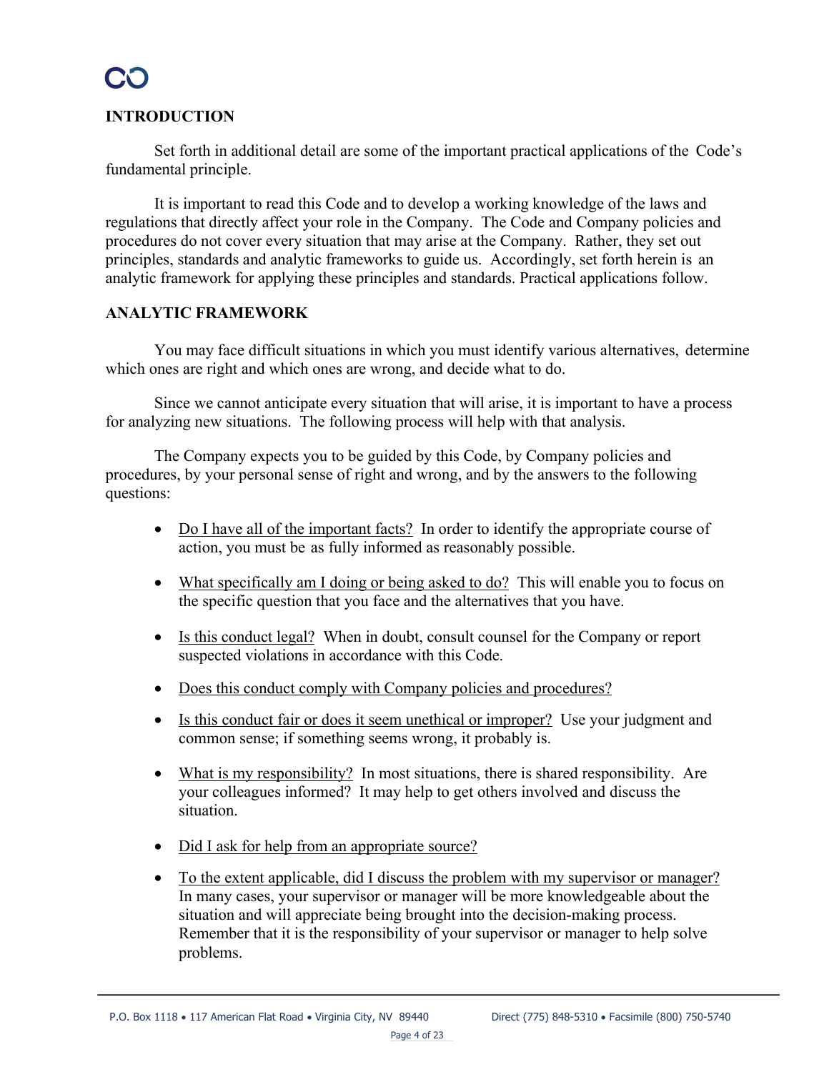## INTRODUCTION

Set forth in additional detail are some of the important practical applications of the Code's fundamental principle.

It is important to read this Code and to develop a working knowledge of the laws and regulations that directly affect your role in the Company. The Code and Company policies and procedures do not cover every situation that may arise at the Company. Rather, they set out principles, standards and analytic frameworks to guide us. Accordingly, set forth herein is an analytic framework for applying these principles and standards. Practical applications follow.

## ANALYTIC FRAMEWORK

You may face difficult situations in which you must identify various alternatives, determine which ones are right and which ones are wrong, and decide what to do.

Since we cannot anticipate every situation that will arise, it is important to have a process for analyzing new situations. The following process will help with that analysis.

The Company expects you to be guided by this Code, by Company policies and procedures, by your personal sense of right and wrong, and by the answers to the following questions:

- <u>Do I have all of the important facts?</u> In order to identify the appropriate course of action, you must be as fully informed as reasonably possible.
- <u>What specifically am I doing or being asked to do?</u> This will enable you to focus on the specific question that you face and the alternatives that you have.
- <u>Is this conduct legal?</u> When in doubt, consult counsel for the Company or report suspected violations in accordance with this Code.
- <u>Does this conduct comply with Company policies and procedures?</u>
- <u>Is this conduct fair or does it seem unethical or improper?</u> Use your judgment and common sense; if something seems wrong, it probably is.
- <u>What is my responsibility?</u> In most situations, there is shared responsibility. Are your colleagues informed? It may help to get others involved and discuss the situation.
- <u>Did I ask for help from an appropriate source?</u>
- <u>To the extent applicable, did I discuss the problem with my supervisor or manager?</u> In many cases, your supervisor or manager will be more knowledgeable about the situation and will appreciate being brought into the decision-making process. Remember that it is the responsibility of your supervisor or manager to help solve problems.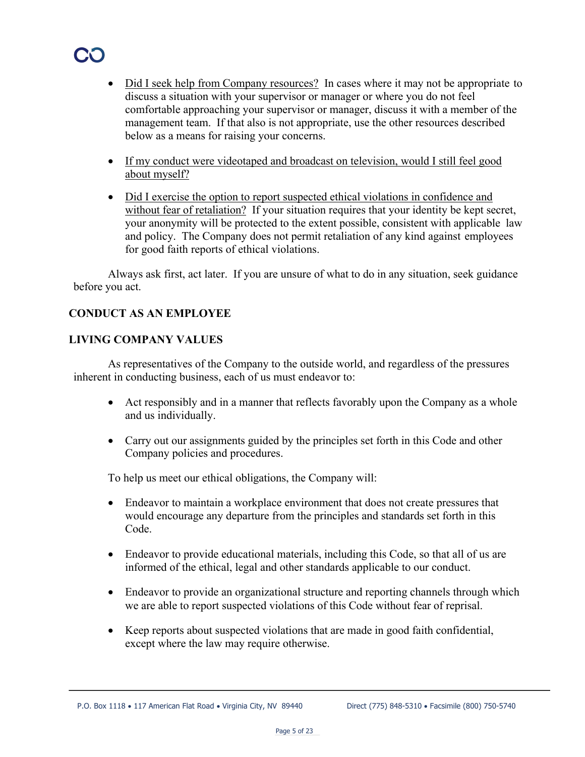- Did I seek help from Company resources? In cases where it may not be appropriate to discuss a situation with your supervisor or manager or where you do not feel comfortable approaching your supervisor or manager, discuss it with a member of the management team. If that also is not appropriate, use the other resources described below as a means for raising your concerns.

- If my conduct were videotaped and broadcast on television, would I still feel good about myself?

- Did I exercise the option to report suspected ethical violations in confidence and without fear of retaliation? If your situation requires that your identity be kept secret, your anonymity will be protected to the extent possible, consistent with applicable law and policy. The Company does not permit retaliation of any kind against employees for good faith reports of ethical violations.

Always ask first, act later. If you are unsure of what to do in any situation, seek guidance before you act.

## CONDUCT AS AN EMPLOYEE

## LIVING COMPANY VALUES

As representatives of the Company to the outside world, and regardless of the pressures inherent in conducting business, each of us must endeavor to:

- Act responsibly and in a manner that reflects favorably upon the Company as a whole and us individually.

- Carry out our assignments guided by the principles set forth in this Code and other Company policies and procedures.

To help us meet our ethical obligations, the Company will:

- Endeavor to maintain a workplace environment that does not create pressures that would encourage any departure from the principles and standards set forth in this Code.

- Endeavor to provide educational materials, including this Code, so that all of us are informed of the ethical, legal and other standards applicable to our conduct.

- Endeavor to provide an organizational structure and reporting channels through which we are able to report suspected violations of this Code without fear of reprisal.

- Keep reports about suspected violations that are made in good faith confidential, except where the law may require otherwise.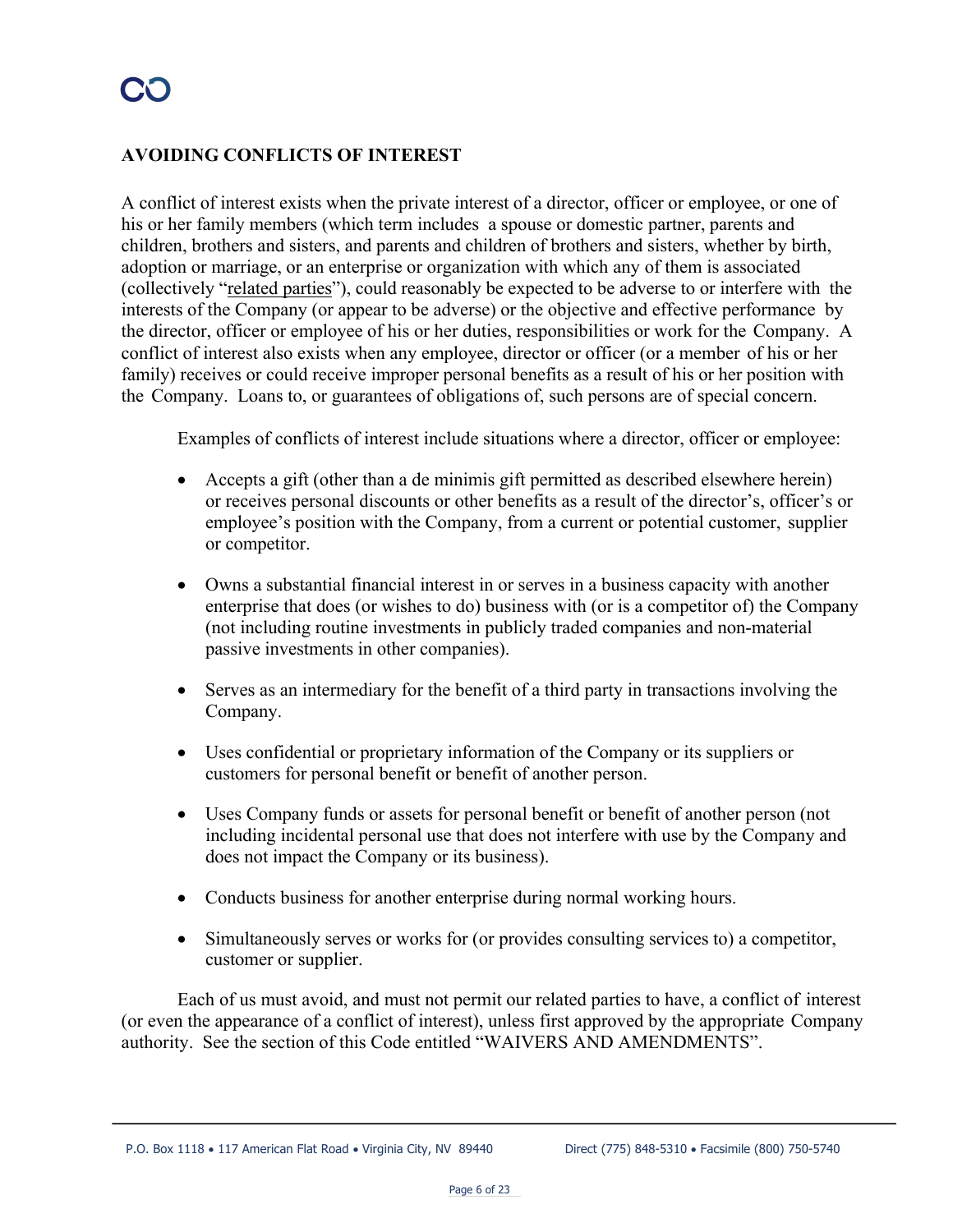## AVOIDING CONFLICTS OF INTEREST

A conflict of interest exists when the private interest of a director, officer or employee, or one of his or her family members (which term includes a spouse or domestic partner, parents and children, brothers and sisters, and parents and children of brothers and sisters, whether by birth, adoption or marriage, or an enterprise or organization with which any of them is associated (collectively "related parties"), could reasonably be expected to be adverse to or interfere with the interests of the Company (or appear to be adverse) or the objective and effective performance by the director, officer or employee of his or her duties, responsibilities or work for the Company. A conflict of interest also exists when any employee, director or officer (or a member of his or her family) receives or could receive improper personal benefits as a result of his or her position with the Company. Loans to, or guarantees of obligations of, such persons are of special concern.

Examples of conflicts of interest include situations where a director, officer or employee:

- Accepts a gift (other than a de minimis gift permitted as described elsewhere herein) or receives personal discounts or other benefits as a result of the director's, officer's or employee's position with the Company, from a current or potential customer, supplier or competitor.

- Owns a substantial financial interest in or serves in a business capacity with another enterprise that does (or wishes to do) business with (or is a competitor of) the Company (not including routine investments in publicly traded companies and non-material passive investments in other companies).

- Serves as an intermediary for the benefit of a third party in transactions involving the Company.

- Uses confidential or proprietary information of the Company or its suppliers or customers for personal benefit or benefit of another person.

- Uses Company funds or assets for personal benefit or benefit of another person (not including incidental personal use that does not interfere with use by the Company and does not impact the Company or its business).

- Conducts business for another enterprise during normal working hours.

- Simultaneously serves or works for (or provides consulting services to) a competitor, customer or supplier.

Each of us must avoid, and must not permit our related parties to have, a conflict of interest (or even the appearance of a conflict of interest), unless first approved by the appropriate Company authority. See the section of this Code entitled "WAIVERS AND AMENDMENTS".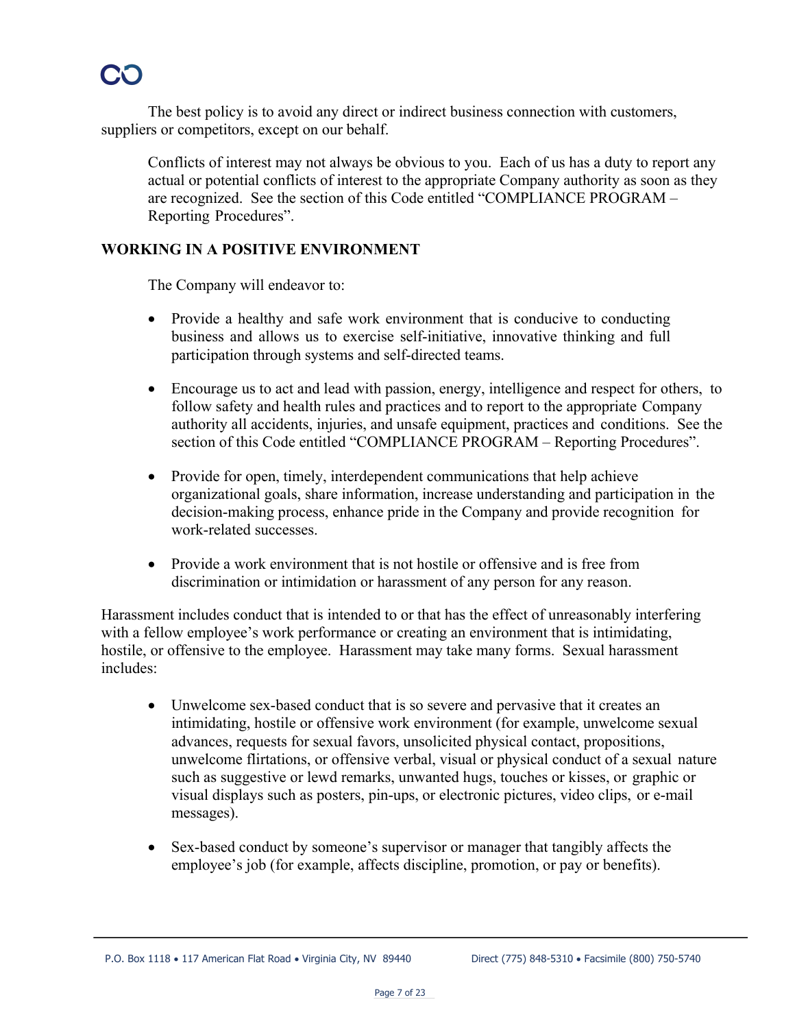The best policy is to avoid any direct or indirect business connection with customers, suppliers or competitors, except on our behalf.

Conflicts of interest may not always be obvious to you. Each of us has a duty to report any actual or potential conflicts of interest to the appropriate Company authority as soon as they are recognized. See the section of this Code entitled "COMPLIANCE PROGRAM – Reporting Procedures".

## WORKING IN A POSITIVE ENVIRONMENT

The Company will endeavor to:

- Provide a healthy and safe work environment that is conducive to conducting business and allows us to exercise self-initiative, innovative thinking and full participation through systems and self-directed teams.
- Encourage us to act and lead with passion, energy, intelligence and respect for others, to follow safety and health rules and practices and to report to the appropriate Company authority all accidents, injuries, and unsafe equipment, practices and conditions. See the section of this Code entitled "COMPLIANCE PROGRAM – Reporting Procedures".
- Provide for open, timely, interdependent communications that help achieve organizational goals, share information, increase understanding and participation in the decision-making process, enhance pride in the Company and provide recognition for work-related successes.
- Provide a work environment that is not hostile or offensive and is free from discrimination or intimidation or harassment of any person for any reason.

Harassment includes conduct that is intended to or that has the effect of unreasonably interfering with a fellow employee's work performance or creating an environment that is intimidating, hostile, or offensive to the employee. Harassment may take many forms. Sexual harassment includes:

- Unwelcome sex-based conduct that is so severe and pervasive that it creates an intimidating, hostile or offensive work environment (for example, unwelcome sexual advances, requests for sexual favors, unsolicited physical contact, propositions, unwelcome flirtations, or offensive verbal, visual or physical conduct of a sexual nature such as suggestive or lewd remarks, unwanted hugs, touches or kisses, or graphic or visual displays such as posters, pin-ups, or electronic pictures, video clips, or e-mail messages).
- Sex-based conduct by someone's supervisor or manager that tangibly affects the employee's job (for example, affects discipline, promotion, or pay or benefits).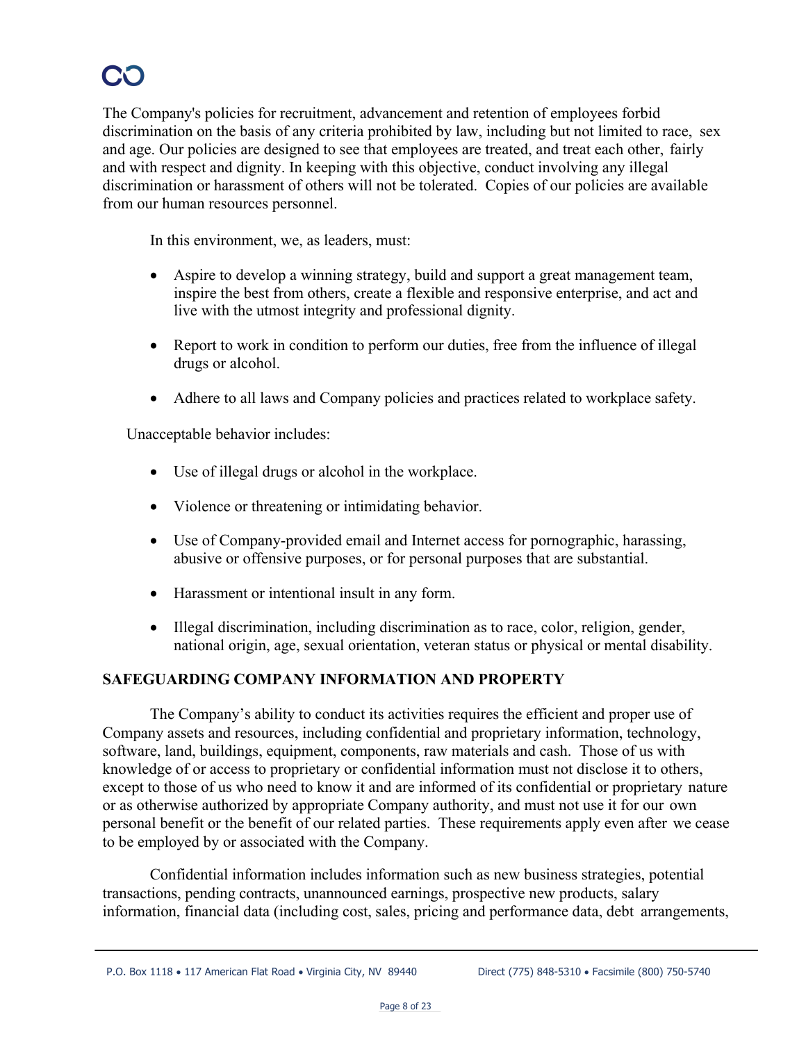The Company's policies for recruitment, advancement and retention of employees forbid discrimination on the basis of any criteria prohibited by law, including but not limited to race, sex and age. Our policies are designed to see that employees are treated, and treat each other, fairly and with respect and dignity. In keeping with this objective, conduct involving any illegal discrimination or harassment of others will not be tolerated. Copies of our policies are available from our human resources personnel.

In this environment, we, as leaders, must:

- Aspire to develop a winning strategy, build and support a great management team, inspire the best from others, create a flexible and responsive enterprise, and act and live with the utmost integrity and professional dignity.
- Report to work in condition to perform our duties, free from the influence of illegal drugs or alcohol.
- Adhere to all laws and Company policies and practices related to workplace safety.

Unacceptable behavior includes:

- Use of illegal drugs or alcohol in the workplace.
- Violence or threatening or intimidating behavior.
- Use of Company-provided email and Internet access for pornographic, harassing, abusive or offensive purposes, or for personal purposes that are substantial.
- Harassment or intentional insult in any form.
- Illegal discrimination, including discrimination as to race, color, religion, gender, national origin, age, sexual orientation, veteran status or physical or mental disability.

## SAFEGUARDING COMPANY INFORMATION AND PROPERTY

The Company's ability to conduct its activities requires the efficient and proper use of Company assets and resources, including confidential and proprietary information, technology, software, land, buildings, equipment, components, raw materials and cash. Those of us with knowledge of or access to proprietary or confidential information must not disclose it to others, except to those of us who need to know it and are informed of its confidential or proprietary nature or as otherwise authorized by appropriate Company authority, and must not use it for our own personal benefit or the benefit of our related parties. These requirements apply even after we cease to be employed by or associated with the Company.

Confidential information includes information such as new business strategies, potential transactions, pending contracts, unannounced earnings, prospective new products, salary information, financial data (including cost, sales, pricing and performance data, debt arrangements,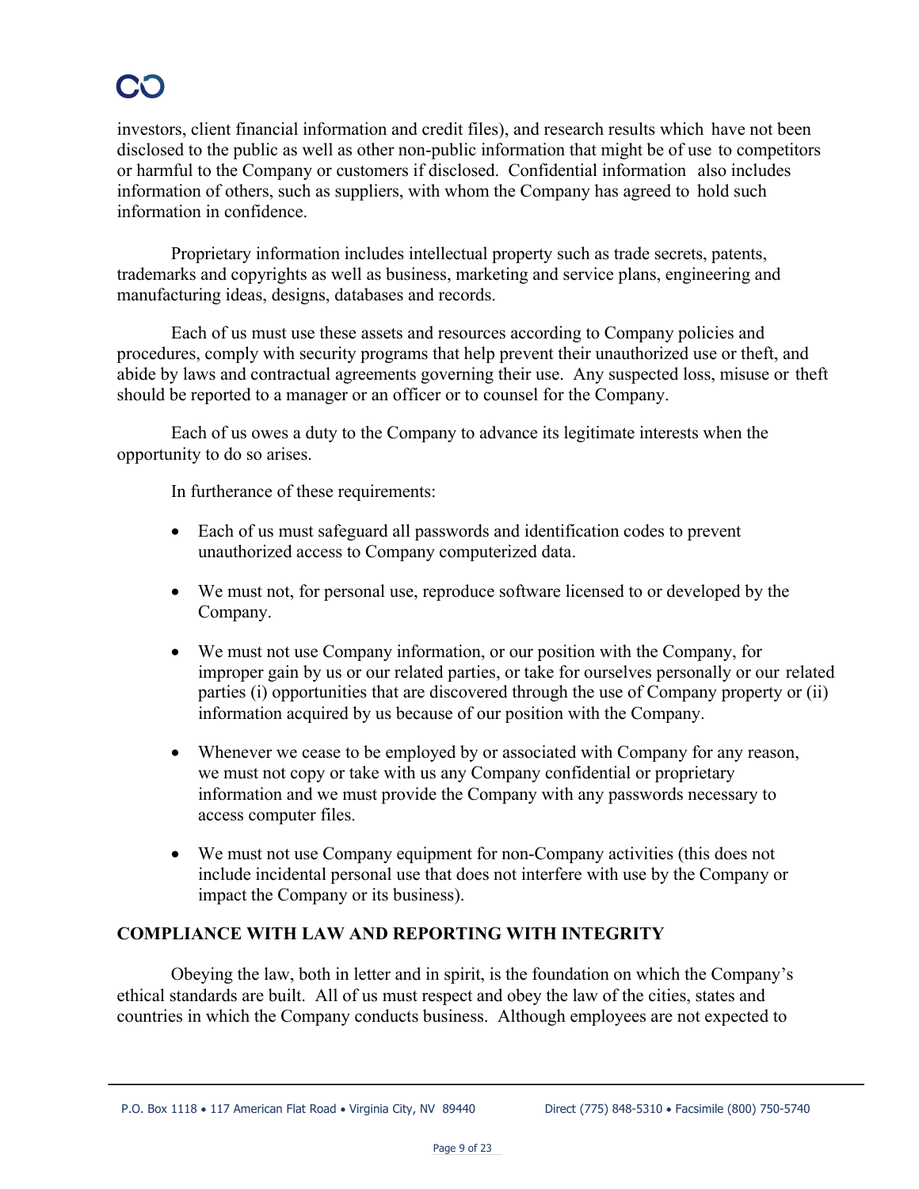investors, client financial information and credit files), and research results which have not been disclosed to the public as well as other non-public information that might be of use to competitors or harmful to the Company or customers if disclosed. Confidential information also includes information of others, such as suppliers, with whom the Company has agreed to hold such information in confidence.

Proprietary information includes intellectual property such as trade secrets, patents, trademarks and copyrights as well as business, marketing and service plans, engineering and manufacturing ideas, designs, databases and records.

Each of us must use these assets and resources according to Company policies and procedures, comply with security programs that help prevent their unauthorized use or theft, and abide by laws and contractual agreements governing their use. Any suspected loss, misuse or theft should be reported to a manager or an officer or to counsel for the Company.

Each of us owes a duty to the Company to advance its legitimate interests when the opportunity to do so arises.

In furtherance of these requirements:

- Each of us must safeguard all passwords and identification codes to prevent unauthorized access to Company computerized data.
- We must not, for personal use, reproduce software licensed to or developed by the Company.
- We must not use Company information, or our position with the Company, for improper gain by us or our related parties, or take for ourselves personally or our related parties (i) opportunities that are discovered through the use of Company property or (ii) information acquired by us because of our position with the Company.
- Whenever we cease to be employed by or associated with Company for any reason, we must not copy or take with us any Company confidential or proprietary information and we must provide the Company with any passwords necessary to access computer files.
- We must not use Company equipment for non-Company activities (this does not include incidental personal use that does not interfere with use by the Company or impact the Company or its business).

## COMPLIANCE WITH LAW AND REPORTING WITH INTEGRITY

Obeying the law, both in letter and in spirit, is the foundation on which the Company's ethical standards are built. All of us must respect and obey the law of the cities, states and countries in which the Company conducts business. Although employees are not expected to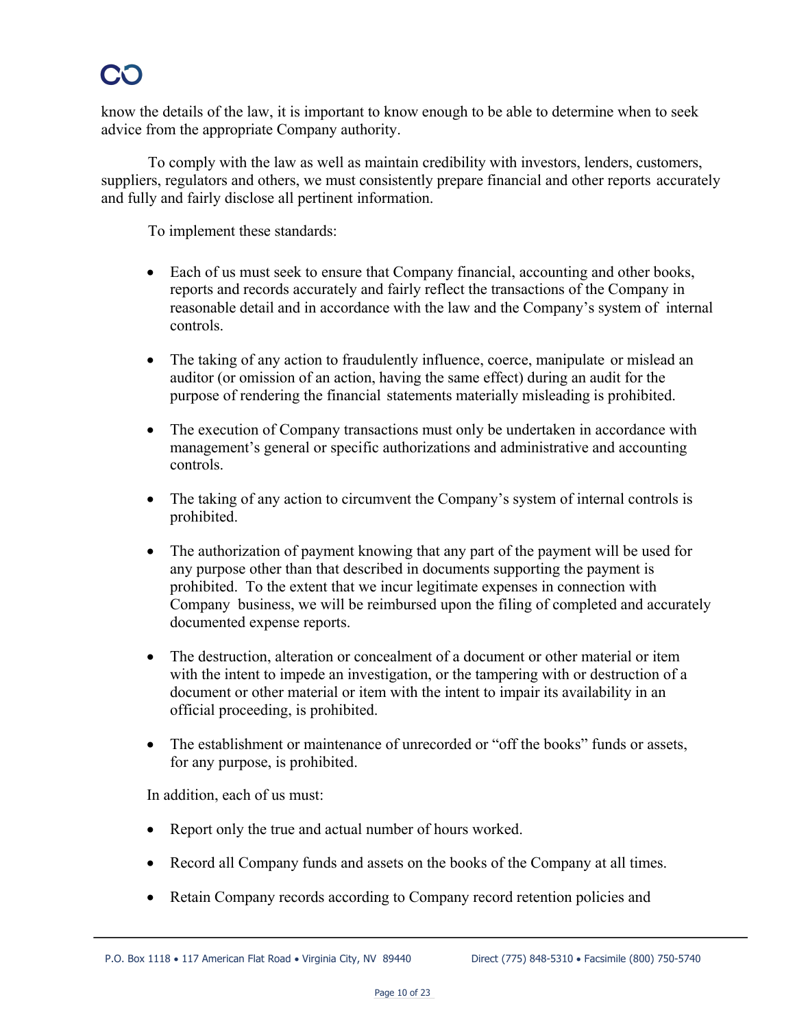know the details of the law, it is important to know enough to be able to determine when to seek advice from the appropriate Company authority.

To comply with the law as well as maintain credibility with investors, lenders, customers, suppliers, regulators and others, we must consistently prepare financial and other reports accurately and fully and fairly disclose all pertinent information.

To implement these standards:

- Each of us must seek to ensure that Company financial, accounting and other books, reports and records accurately and fairly reflect the transactions of the Company in reasonable detail and in accordance with the law and the Company's system of internal controls.

- The taking of any action to fraudulently influence, coerce, manipulate or mislead an auditor (or omission of an action, having the same effect) during an audit for the purpose of rendering the financial statements materially misleading is prohibited.

- The execution of Company transactions must only be undertaken in accordance with management's general or specific authorizations and administrative and accounting controls.

- The taking of any action to circumvent the Company's system of internal controls is prohibited.

- The authorization of payment knowing that any part of the payment will be used for any purpose other than that described in documents supporting the payment is prohibited. To the extent that we incur legitimate expenses in connection with Company business, we will be reimbursed upon the filing of completed and accurately documented expense reports.

- The destruction, alteration or concealment of a document or other material or item with the intent to impede an investigation, or the tampering with or destruction of a document or other material or item with the intent to impair its availability in an official proceeding, is prohibited.

- The establishment or maintenance of unrecorded or "off the books" funds or assets, for any purpose, is prohibited.

In addition, each of us must:

- Report only the true and actual number of hours worked.

- Record all Company funds and assets on the books of the Company at all times.

- Retain Company records according to Company record retention policies and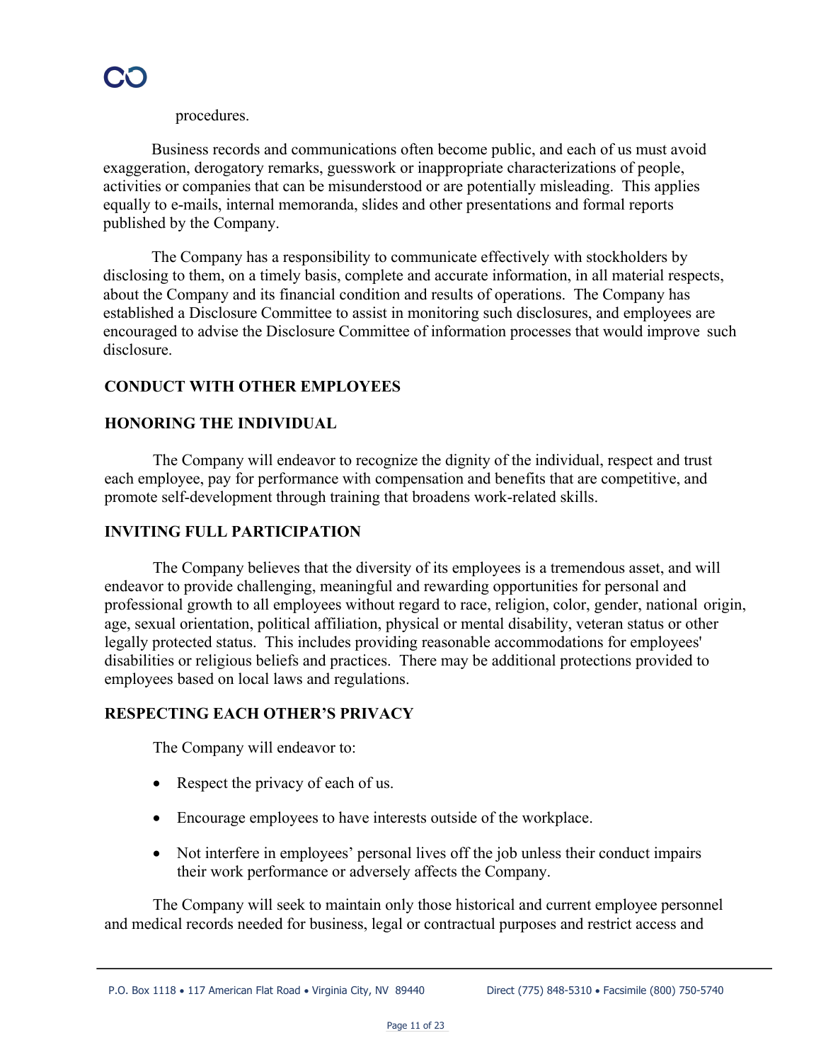procedures.

Business records and communications often become public, and each of us must avoid exaggeration, derogatory remarks, guesswork or inappropriate characterizations of people, activities or companies that can be misunderstood or are potentially misleading. This applies equally to e-mails, internal memoranda, slides and other presentations and formal reports published by the Company.

The Company has a responsibility to communicate effectively with stockholders by disclosing to them, on a timely basis, complete and accurate information, in all material respects, about the Company and its financial condition and results of operations. The Company has established a Disclosure Committee to assist in monitoring such disclosures, and employees are encouraged to advise the Disclosure Committee of information processes that would improve such disclosure.

## CONDUCT WITH OTHER EMPLOYEES

### HONORING THE INDIVIDUAL

The Company will endeavor to recognize the dignity of the individual, respect and trust each employee, pay for performance with compensation and benefits that are competitive, and promote self-development through training that broadens work-related skills.

### INVITING FULL PARTICIPATION

The Company believes that the diversity of its employees is a tremendous asset, and will endeavor to provide challenging, meaningful and rewarding opportunities for personal and professional growth to all employees without regard to race, religion, color, gender, national origin, age, sexual orientation, political affiliation, physical or mental disability, veteran status or other legally protected status. This includes providing reasonable accommodations for employees' disabilities or religious beliefs and practices. There may be additional protections provided to employees based on local laws and regulations.

### RESPECTING EACH OTHER'S PRIVACY

The Company will endeavor to:

- Respect the privacy of each of us.
- Encourage employees to have interests outside of the workplace.
- Not interfere in employees' personal lives off the job unless their conduct impairs their work performance or adversely affects the Company.

The Company will seek to maintain only those historical and current employee personnel and medical records needed for business, legal or contractual purposes and restrict access and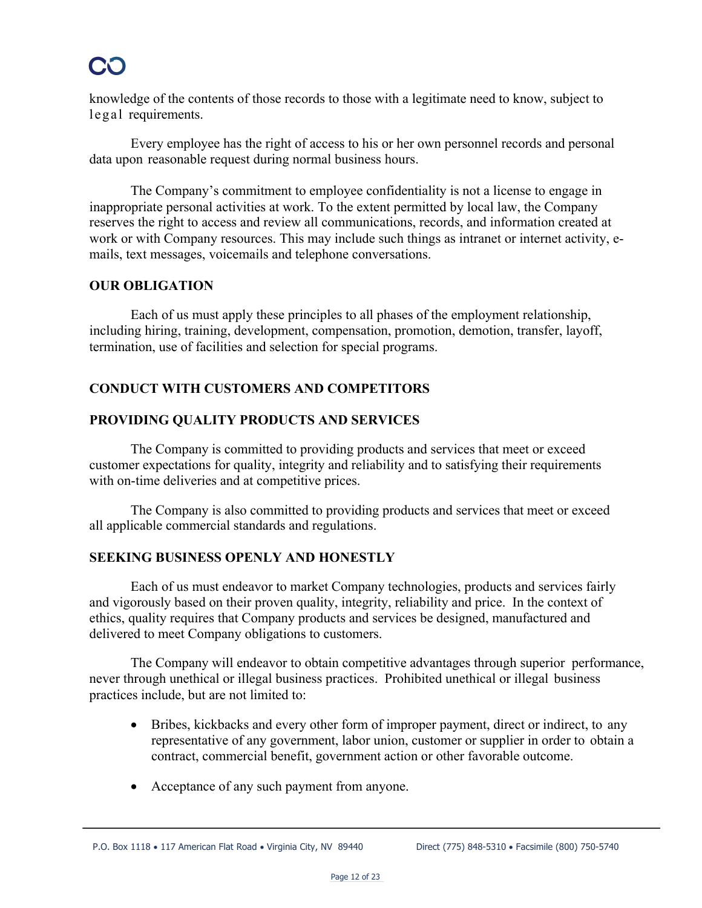knowledge of the contents of those records to those with a legitimate need to know, subject to legal requirements.

Every employee has the right of access to his or her own personnel records and personal data upon reasonable request during normal business hours.

The Company's commitment to employee confidentiality is not a license to engage in inappropriate personal activities at work. To the extent permitted by local law, the Company reserves the right to access and review all communications, records, and information created at work or with Company resources. This may include such things as intranet or internet activity, e-mails, text messages, voicemails and telephone conversations.

## OUR OBLIGATION

Each of us must apply these principles to all phases of the employment relationship, including hiring, training, development, compensation, promotion, demotion, transfer, layoff, termination, use of facilities and selection for special programs.

## CONDUCT WITH CUSTOMERS AND COMPETITORS

## PROVIDING QUALITY PRODUCTS AND SERVICES

The Company is committed to providing products and services that meet or exceed customer expectations for quality, integrity and reliability and to satisfying their requirements with on-time deliveries and at competitive prices.

The Company is also committed to providing products and services that meet or exceed all applicable commercial standards and regulations.

## SEEKING BUSINESS OPENLY AND HONESTLY

Each of us must endeavor to market Company technologies, products and services fairly and vigorously based on their proven quality, integrity, reliability and price. In the context of ethics, quality requires that Company products and services be designed, manufactured and delivered to meet Company obligations to customers.

The Company will endeavor to obtain competitive advantages through superior performance, never through unethical or illegal business practices. Prohibited unethical or illegal business practices include, but are not limited to:

- Bribes, kickbacks and every other form of improper payment, direct or indirect, to any representative of any government, labor union, customer or supplier in order to obtain a contract, commercial benefit, government action or other favorable outcome.

- Acceptance of any such payment from anyone.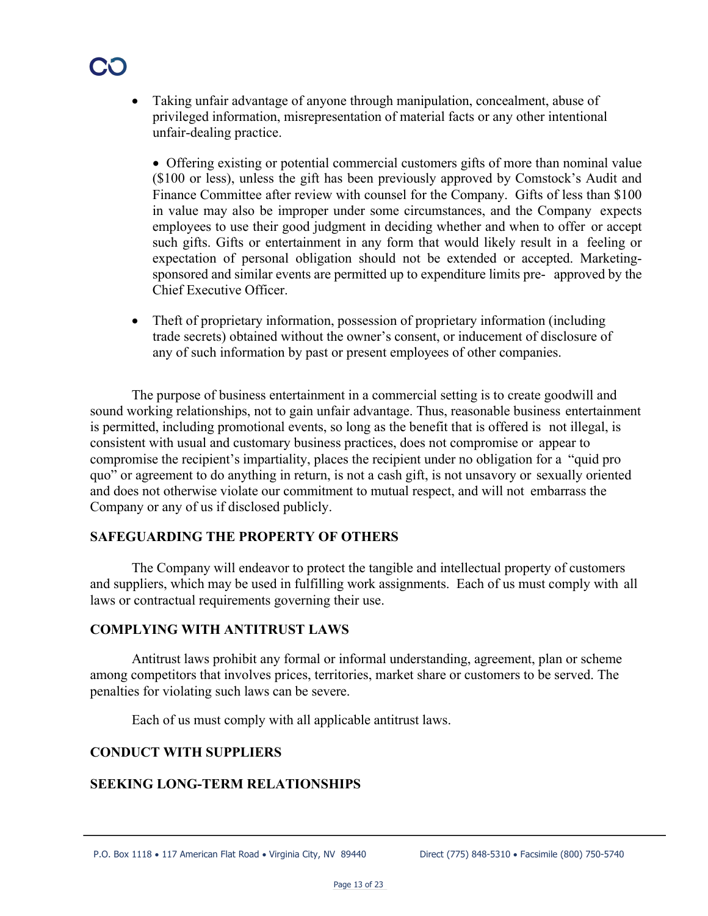- Taking unfair advantage of anyone through manipulation, concealment, abuse of privileged information, misrepresentation of material facts or any other intentional unfair-dealing practice.

- Offering existing or potential commercial customers gifts of more than nominal value ($100 or less), unless the gift has been previously approved by Comstock's Audit and Finance Committee after review with counsel for the Company. Gifts of less than $100 in value may also be improper under some circumstances, and the Company expects employees to use their good judgment in deciding whether and when to offer or accept such gifts. Gifts or entertainment in any form that would likely result in a feeling or expectation of personal obligation should not be extended or accepted. Marketing-sponsored and similar events are permitted up to expenditure limits pre- approved by the Chief Executive Officer.

- Theft of proprietary information, possession of proprietary information (including trade secrets) obtained without the owner's consent, or inducement of disclosure of any of such information by past or present employees of other companies.

The purpose of business entertainment in a commercial setting is to create goodwill and sound working relationships, not to gain unfair advantage. Thus, reasonable business entertainment is permitted, including promotional events, so long as the benefit that is offered is not illegal, is consistent with usual and customary business practices, does not compromise or appear to compromise the recipient's impartiality, places the recipient under no obligation for a "quid pro quo" or agreement to do anything in return, is not a cash gift, is not unsavory or sexually oriented and does not otherwise violate our commitment to mutual respect, and will not embarrass the Company or any of us if disclosed publicly.

## SAFEGUARDING THE PROPERTY OF OTHERS

The Company will endeavor to protect the tangible and intellectual property of customers and suppliers, which may be used in fulfilling work assignments. Each of us must comply with all laws or contractual requirements governing their use.

## COMPLYING WITH ANTITRUST LAWS

Antitrust laws prohibit any formal or informal understanding, agreement, plan or scheme among competitors that involves prices, territories, market share or customers to be served. The penalties for violating such laws can be severe.

Each of us must comply with all applicable antitrust laws.

## CONDUCT WITH SUPPLIERS

## SEEKING LONG-TERM RELATIONSHIPS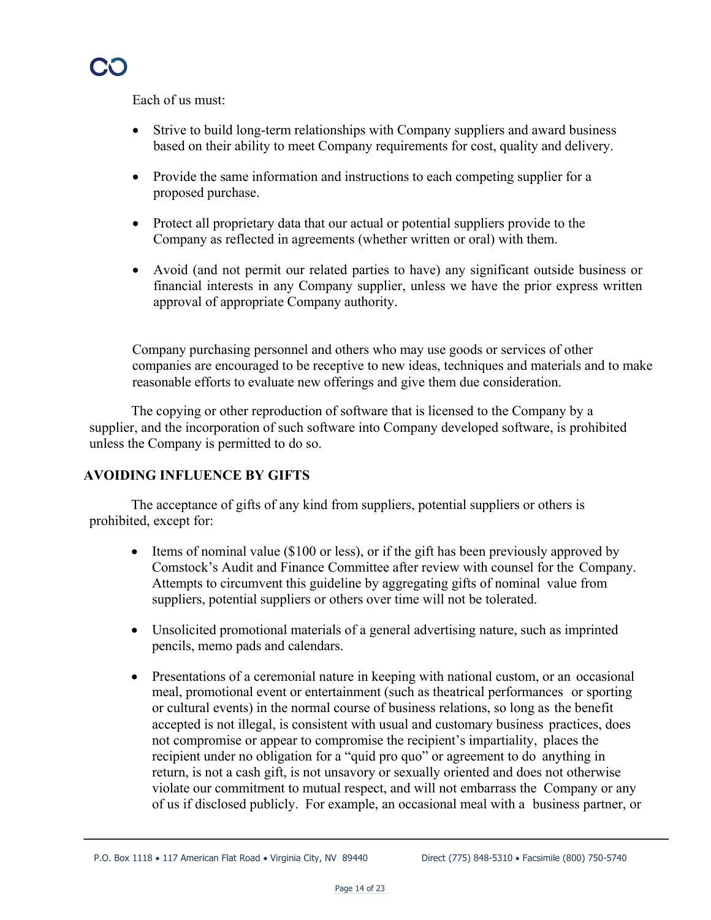Each of us must:

- Strive to build long-term relationships with Company suppliers and award business based on their ability to meet Company requirements for cost, quality and delivery.

- Provide the same information and instructions to each competing supplier for a proposed purchase.

- Protect all proprietary data that our actual or potential suppliers provide to the Company as reflected in agreements (whether written or oral) with them.

- Avoid (and not permit our related parties to have) any significant outside business or financial interests in any Company supplier, unless we have the prior express written approval of appropriate Company authority.

Company purchasing personnel and others who may use goods or services of other companies are encouraged to be receptive to new ideas, techniques and materials and to make reasonable efforts to evaluate new offerings and give them due consideration.

The copying or other reproduction of software that is licensed to the Company by a supplier, and the incorporation of such software into Company developed software, is prohibited unless the Company is permitted to do so.

## AVOIDING INFLUENCE BY GIFTS

The acceptance of gifts of any kind from suppliers, potential suppliers or others is prohibited, except for:

- Items of nominal value ($100 or less), or if the gift has been previously approved by Comstock's Audit and Finance Committee after review with counsel for the Company. Attempts to circumvent this guideline by aggregating gifts of nominal value from suppliers, potential suppliers or others over time will not be tolerated.

- Unsolicited promotional materials of a general advertising nature, such as imprinted pencils, memo pads and calendars.

- Presentations of a ceremonial nature in keeping with national custom, or an occasional meal, promotional event or entertainment (such as theatrical performances or sporting or cultural events) in the normal course of business relations, so long as the benefit accepted is not illegal, is consistent with usual and customary business practices, does not compromise or appear to compromise the recipient's impartiality, places the recipient under no obligation for a "quid pro quo" or agreement to do anything in return, is not a cash gift, is not unsavory or sexually oriented and does not otherwise violate our commitment to mutual respect, and will not embarrass the Company or any of us if disclosed publicly. For example, an occasional meal with a business partner, or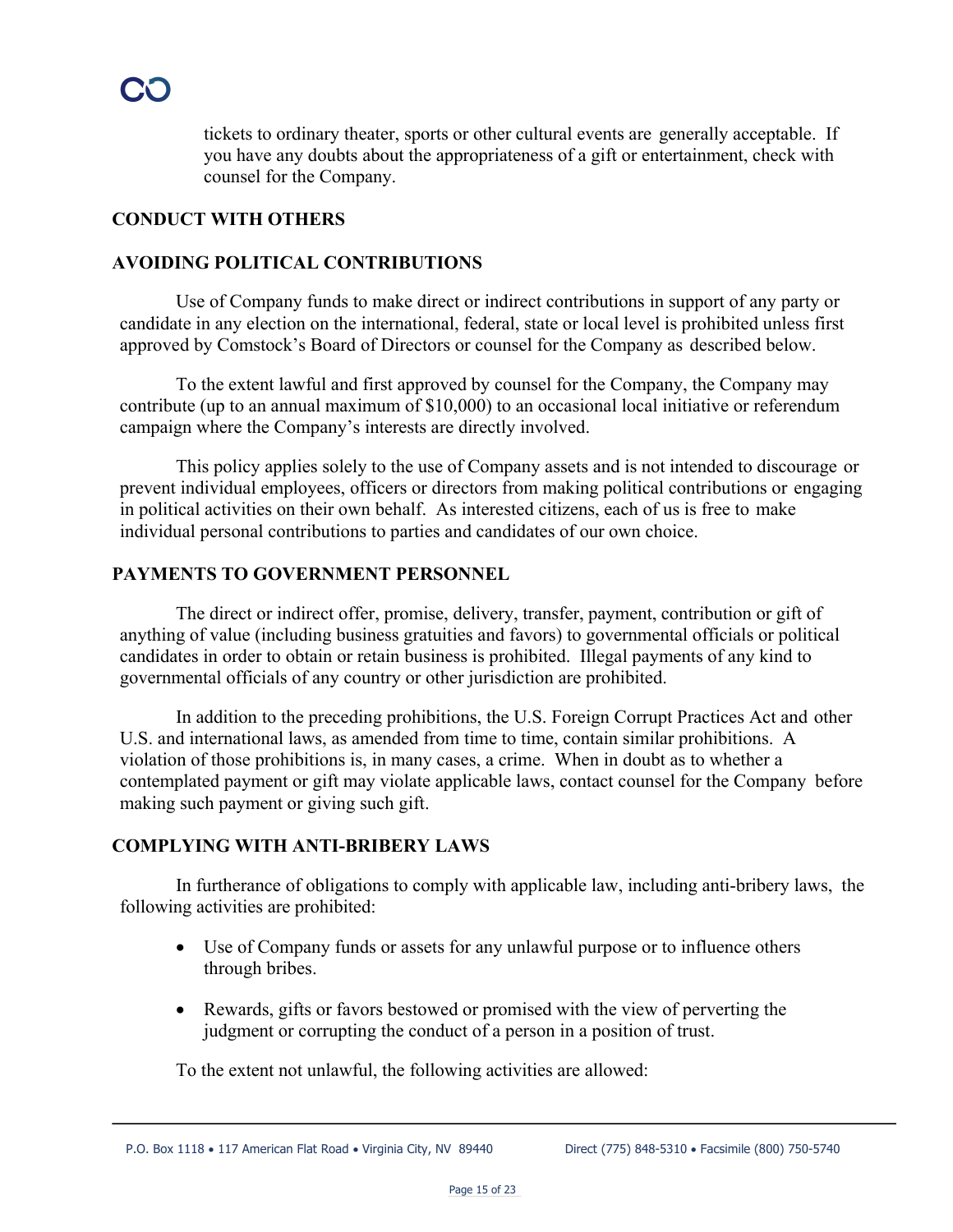tickets to ordinary theater, sports or other cultural events are generally acceptable. If you have any doubts about the appropriateness of a gift or entertainment, check with counsel for the Company.

## CONDUCT WITH OTHERS

## AVOIDING POLITICAL CONTRIBUTIONS

Use of Company funds to make direct or indirect contributions in support of any party or candidate in any election on the international, federal, state or local level is prohibited unless first approved by Comstock's Board of Directors or counsel for the Company as described below.

To the extent lawful and first approved by counsel for the Company, the Company may contribute (up to an annual maximum of $10,000) to an occasional local initiative or referendum campaign where the Company's interests are directly involved.

This policy applies solely to the use of Company assets and is not intended to discourage or prevent individual employees, officers or directors from making political contributions or engaging in political activities on their own behalf. As interested citizens, each of us is free to make individual personal contributions to parties and candidates of our own choice.

## PAYMENTS TO GOVERNMENT PERSONNEL

The direct or indirect offer, promise, delivery, transfer, payment, contribution or gift of anything of value (including business gratuities and favors) to governmental officials or political candidates in order to obtain or retain business is prohibited. Illegal payments of any kind to governmental officials of any country or other jurisdiction are prohibited.

In addition to the preceding prohibitions, the U.S. Foreign Corrupt Practices Act and other U.S. and international laws, as amended from time to time, contain similar prohibitions. A violation of those prohibitions is, in many cases, a crime. When in doubt as to whether a contemplated payment or gift may violate applicable laws, contact counsel for the Company before making such payment or giving such gift.

## COMPLYING WITH ANTI-BRIBERY LAWS

In furtherance of obligations to comply with applicable law, including anti-bribery laws, the following activities are prohibited:

- Use of Company funds or assets for any unlawful purpose or to influence others through bribes.
- Rewards, gifts or favors bestowed or promised with the view of perverting the judgment or corrupting the conduct of a person in a position of trust.

To the extent not unlawful, the following activities are allowed: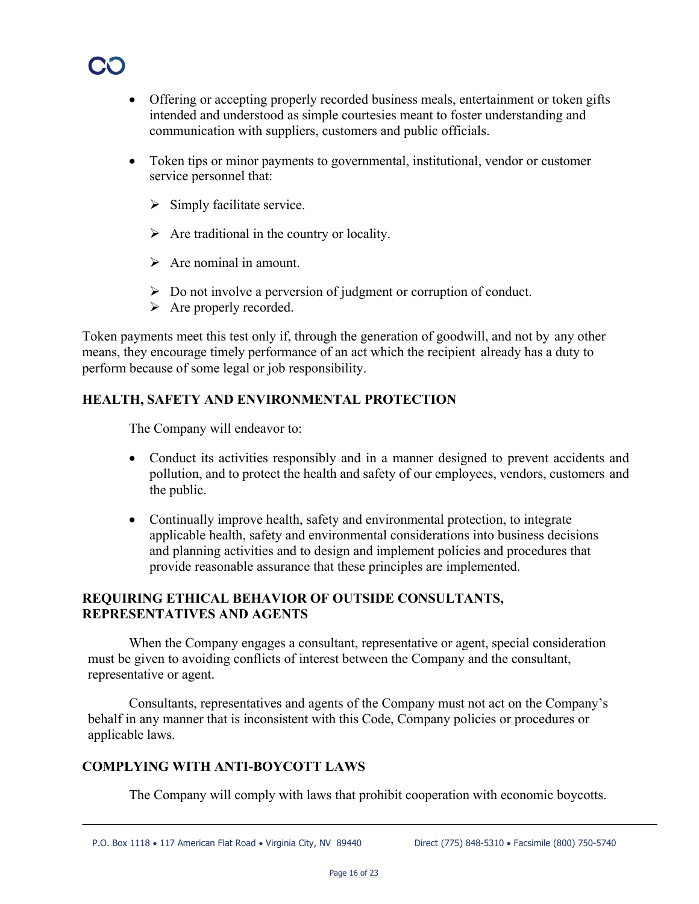- Offering or accepting properly recorded business meals, entertainment or token gifts intended and understood as simple courtesies meant to foster understanding and communication with suppliers, customers and public officials.

- Token tips or minor payments to governmental, institutional, vendor or customer service personnel that:

  - Simply facilitate service.
  - Are traditional in the country or locality.
  - Are nominal in amount.
  - Do not involve a perversion of judgment or corruption of conduct.
  - Are properly recorded.

Token payments meet this test only if, through the generation of goodwill, and not by any other means, they encourage timely performance of an act which the recipient already has a duty to perform because of some legal or job responsibility.

## HEALTH, SAFETY AND ENVIRONMENTAL PROTECTION

The Company will endeavor to:

- Conduct its activities responsibly and in a manner designed to prevent accidents and pollution, and to protect the health and safety of our employees, vendors, customers and the public.

- Continually improve health, safety and environmental protection, to integrate applicable health, safety and environmental considerations into business decisions and planning activities and to design and implement policies and procedures that provide reasonable assurance that these principles are implemented.

## REQUIRING ETHICAL BEHAVIOR OF OUTSIDE CONSULTANTS, REPRESENTATIVES AND AGENTS

When the Company engages a consultant, representative or agent, special consideration must be given to avoiding conflicts of interest between the Company and the consultant, representative or agent.

Consultants, representatives and agents of the Company must not act on the Company's behalf in any manner that is inconsistent with this Code, Company policies or procedures or applicable laws.

## COMPLYING WITH ANTI-BOYCOTT LAWS

The Company will comply with laws that prohibit cooperation with economic boycotts.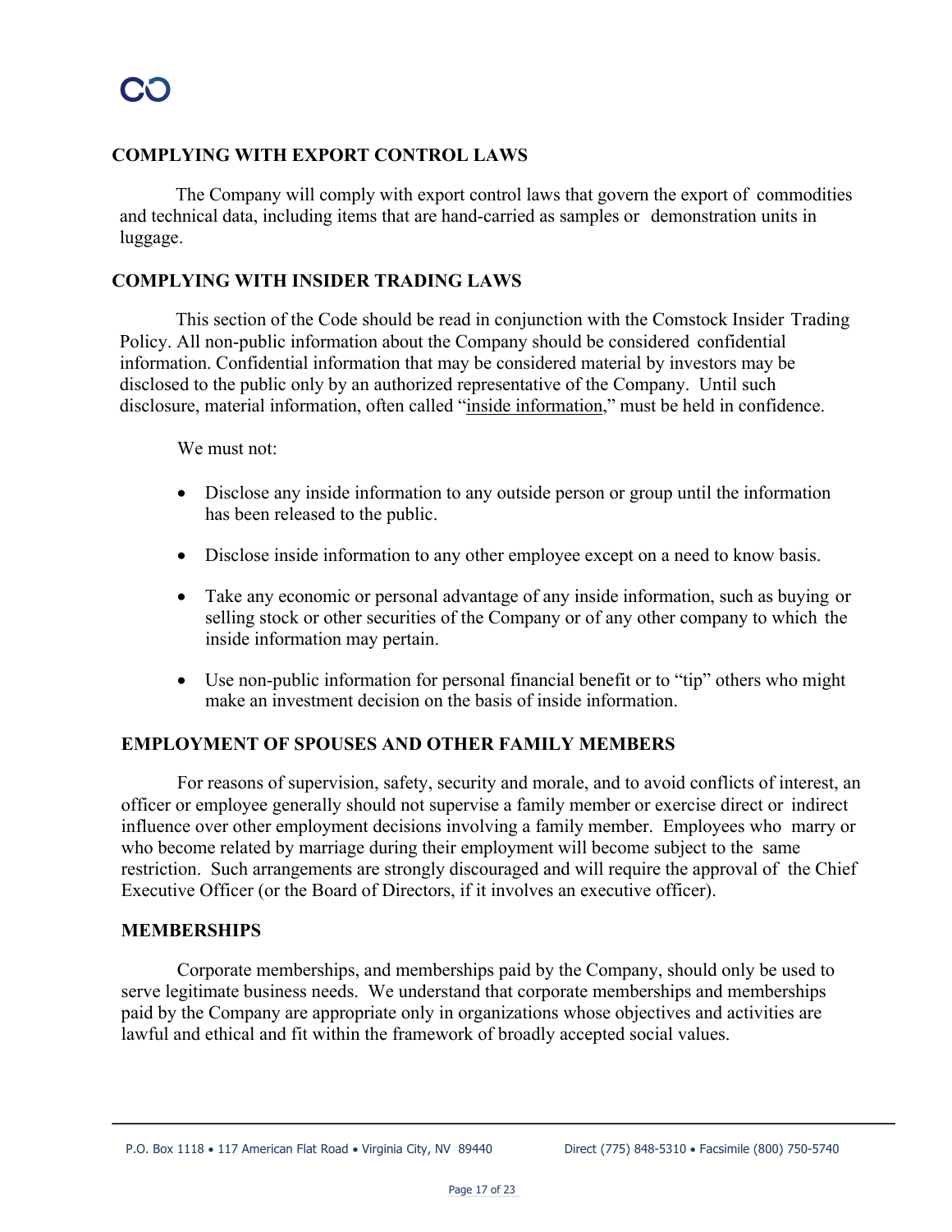## COMPLYING WITH EXPORT CONTROL LAWS

The Company will comply with export control laws that govern the export of commodities and technical data, including items that are hand-carried as samples or demonstration units in luggage.

## COMPLYING WITH INSIDER TRADING LAWS

This section of the Code should be read in conjunction with the Comstock Insider Trading Policy. All non-public information about the Company should be considered confidential information. Confidential information that may be considered material by investors may be disclosed to the public only by an authorized representative of the Company. Until such disclosure, material information, often called "inside information," must be held in confidence.

We must not:

- Disclose any inside information to any outside person or group until the information has been released to the public.
- Disclose inside information to any other employee except on a need to know basis.
- Take any economic or personal advantage of any inside information, such as buying or selling stock or other securities of the Company or of any other company to which the inside information may pertain.
- Use non-public information for personal financial benefit or to "tip" others who might make an investment decision on the basis of inside information.

## EMPLOYMENT OF SPOUSES AND OTHER FAMILY MEMBERS

For reasons of supervision, safety, security and morale, and to avoid conflicts of interest, an officer or employee generally should not supervise a family member or exercise direct or indirect influence over other employment decisions involving a family member. Employees who marry or who become related by marriage during their employment will become subject to the same restriction. Such arrangements are strongly discouraged and will require the approval of the Chief Executive Officer (or the Board of Directors, if it involves an executive officer).

## MEMBERSHIPS

Corporate memberships, and memberships paid by the Company, should only be used to serve legitimate business needs. We understand that corporate memberships and memberships paid by the Company are appropriate only in organizations whose objectives and activities are lawful and ethical and fit within the framework of broadly accepted social values.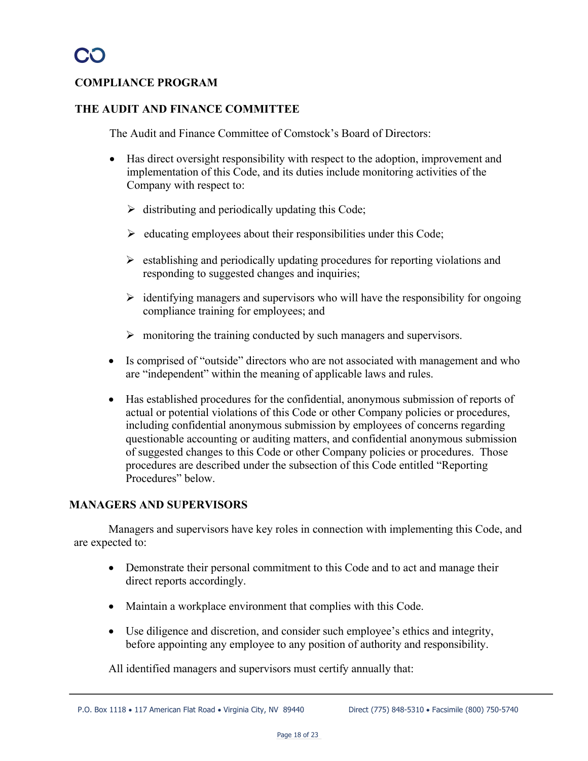## COMPLIANCE PROGRAM

### THE AUDIT AND FINANCE COMMITTEE

The Audit and Finance Committee of Comstock's Board of Directors:

- Has direct oversight responsibility with respect to the adoption, improvement and implementation of this Code, and its duties include monitoring activities of the Company with respect to:
  - distributing and periodically updating this Code;
  - educating employees about their responsibilities under this Code;
  - establishing and periodically updating procedures for reporting violations and responding to suggested changes and inquiries;
  - identifying managers and supervisors who will have the responsibility for ongoing compliance training for employees; and
  - monitoring the training conducted by such managers and supervisors.
- Is comprised of "outside" directors who are not associated with management and who are "independent" within the meaning of applicable laws and rules.
- Has established procedures for the confidential, anonymous submission of reports of actual or potential violations of this Code or other Company policies or procedures, including confidential anonymous submission by employees of concerns regarding questionable accounting or auditing matters, and confidential anonymous submission of suggested changes to this Code or other Company policies or procedures. Those procedures are described under the subsection of this Code entitled "Reporting Procedures" below.

### MANAGERS AND SUPERVISORS

Managers and supervisors have key roles in connection with implementing this Code, and are expected to:

- Demonstrate their personal commitment to this Code and to act and manage their direct reports accordingly.
- Maintain a workplace environment that complies with this Code.
- Use diligence and discretion, and consider such employee's ethics and integrity, before appointing any employee to any position of authority and responsibility.

All identified managers and supervisors must certify annually that: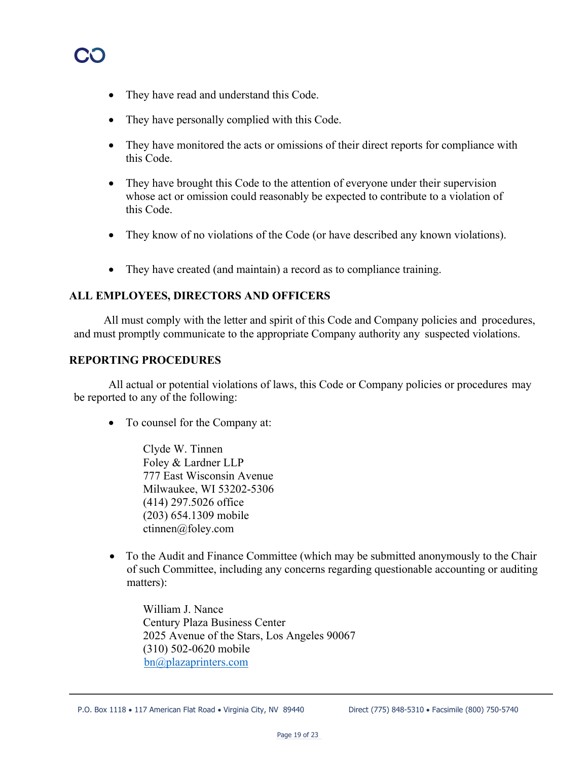- They have read and understand this Code.
- They have personally complied with this Code.
- They have monitored the acts or omissions of their direct reports for compliance with this Code.
- They have brought this Code to the attention of everyone under their supervision whose act or omission could reasonably be expected to contribute to a violation of this Code.
- They know of no violations of the Code (or have described any known violations).
- They have created (and maintain) a record as to compliance training.

## ALL EMPLOYEES, DIRECTORS AND OFFICERS

All must comply with the letter and spirit of this Code and Company policies and procedures, and must promptly communicate to the appropriate Company authority any suspected violations.

## REPORTING PROCEDURES

All actual or potential violations of laws, this Code or Company policies or procedures may be reported to any of the following:

- To counsel for the Company at:

  Clyde W. Tinnen
  Foley & Lardner LLP
  777 East Wisconsin Avenue
  Milwaukee, WI 53202-5306
  (414) 297.5026 office
  (203) 654.1309 mobile
  ctinnen@foley.com

- To the Audit and Finance Committee (which may be submitted anonymously to the Chair of such Committee, including any concerns regarding questionable accounting or auditing matters):

  William J. Nance
  Century Plaza Business Center
  2025 Avenue of the Stars, Los Angeles 90067
  (310) 502-0620 mobile
  bn@plazaprinters.com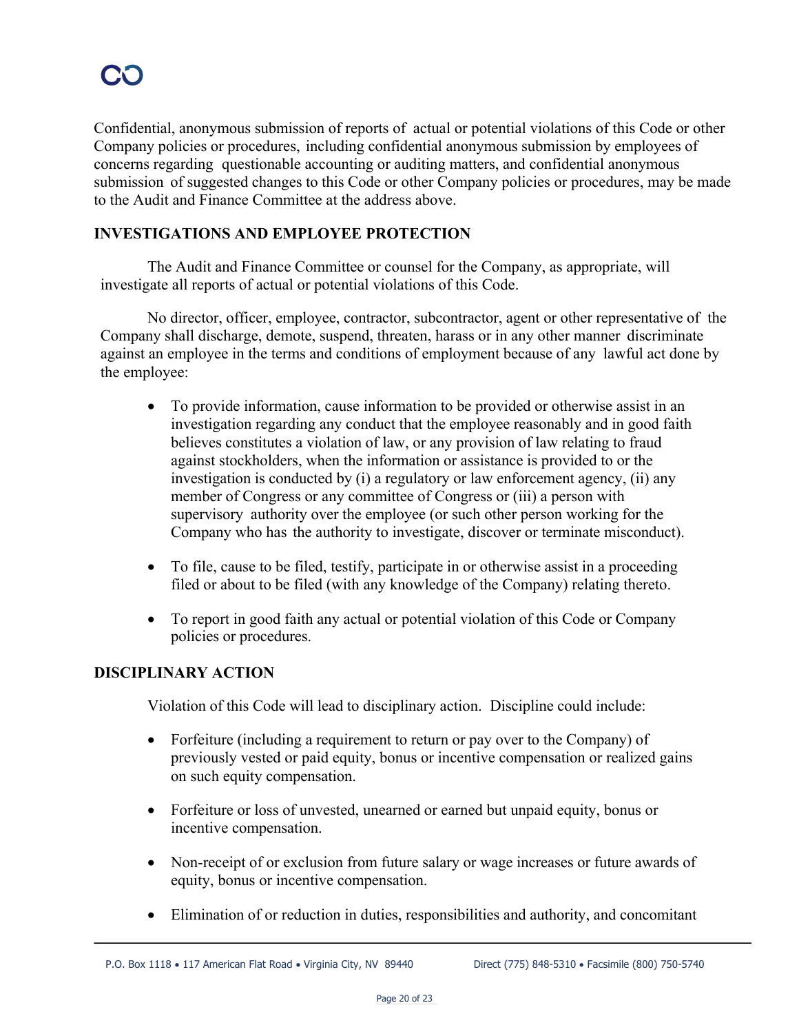Confidential, anonymous submission of reports of actual or potential violations of this Code or other Company policies or procedures, including confidential anonymous submission by employees of concerns regarding questionable accounting or auditing matters, and confidential anonymous submission of suggested changes to this Code or other Company policies or procedures, may be made to the Audit and Finance Committee at the address above.

## INVESTIGATIONS AND EMPLOYEE PROTECTION

The Audit and Finance Committee or counsel for the Company, as appropriate, will investigate all reports of actual or potential violations of this Code.

No director, officer, employee, contractor, subcontractor, agent or other representative of the Company shall discharge, demote, suspend, threaten, harass or in any other manner discriminate against an employee in the terms and conditions of employment because of any lawful act done by the employee:

- To provide information, cause information to be provided or otherwise assist in an investigation regarding any conduct that the employee reasonably and in good faith believes constitutes a violation of law, or any provision of law relating to fraud against stockholders, when the information or assistance is provided to or the investigation is conducted by (i) a regulatory or law enforcement agency, (ii) any member of Congress or any committee of Congress or (iii) a person with supervisory authority over the employee (or such other person working for the Company who has the authority to investigate, discover or terminate misconduct).

- To file, cause to be filed, testify, participate in or otherwise assist in a proceeding filed or about to be filed (with any knowledge of the Company) relating thereto.

- To report in good faith any actual or potential violation of this Code or Company policies or procedures.

## DISCIPLINARY ACTION

Violation of this Code will lead to disciplinary action. Discipline could include:

- Forfeiture (including a requirement to return or pay over to the Company) of previously vested or paid equity, bonus or incentive compensation or realized gains on such equity compensation.

- Forfeiture or loss of unvested, unearned or earned but unpaid equity, bonus or incentive compensation.

- Non-receipt of or exclusion from future salary or wage increases or future awards of equity, bonus or incentive compensation.

- Elimination of or reduction in duties, responsibilities and authority, and concomitant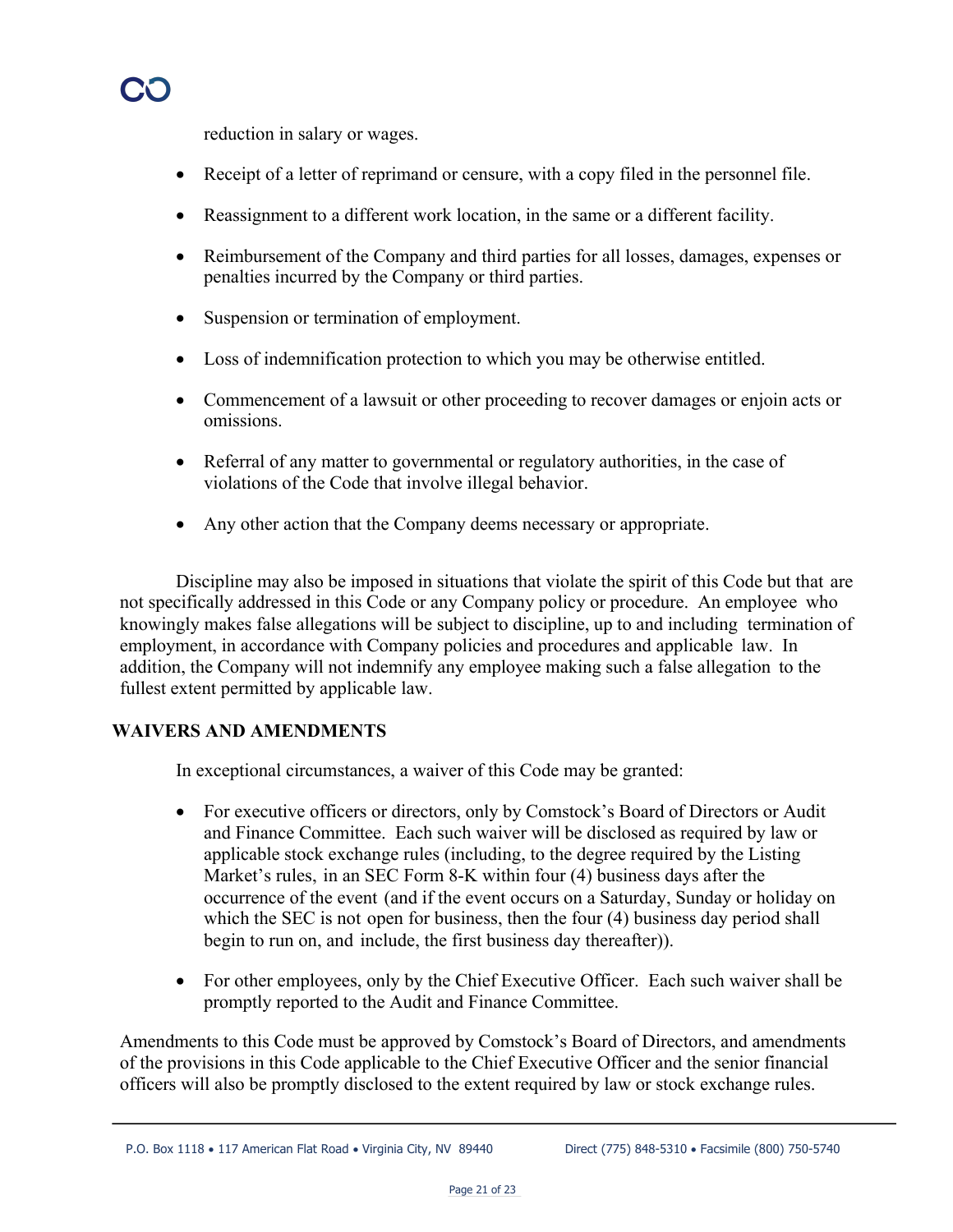reduction in salary or wages.

- Receipt of a letter of reprimand or censure, with a copy filed in the personnel file.
- Reassignment to a different work location, in the same or a different facility.
- Reimbursement of the Company and third parties for all losses, damages, expenses or penalties incurred by the Company or third parties.
- Suspension or termination of employment.
- Loss of indemnification protection to which you may be otherwise entitled.
- Commencement of a lawsuit or other proceeding to recover damages or enjoin acts or omissions.
- Referral of any matter to governmental or regulatory authorities, in the case of violations of the Code that involve illegal behavior.
- Any other action that the Company deems necessary or appropriate.

Discipline may also be imposed in situations that violate the spirit of this Code but that are not specifically addressed in this Code or any Company policy or procedure. An employee who knowingly makes false allegations will be subject to discipline, up to and including termination of employment, in accordance with Company policies and procedures and applicable law. In addition, the Company will not indemnify any employee making such a false allegation to the fullest extent permitted by applicable law.

## WAIVERS AND AMENDMENTS

In exceptional circumstances, a waiver of this Code may be granted:

- For executive officers or directors, only by Comstock's Board of Directors or Audit and Finance Committee. Each such waiver will be disclosed as required by law or applicable stock exchange rules (including, to the degree required by the Listing Market's rules, in an SEC Form 8-K within four (4) business days after the occurrence of the event (and if the event occurs on a Saturday, Sunday or holiday on which the SEC is not open for business, then the four (4) business day period shall begin to run on, and include, the first business day thereafter)).
- For other employees, only by the Chief Executive Officer. Each such waiver shall be promptly reported to the Audit and Finance Committee.

Amendments to this Code must be approved by Comstock's Board of Directors, and amendments of the provisions in this Code applicable to the Chief Executive Officer and the senior financial officers will also be promptly disclosed to the extent required by law or stock exchange rules.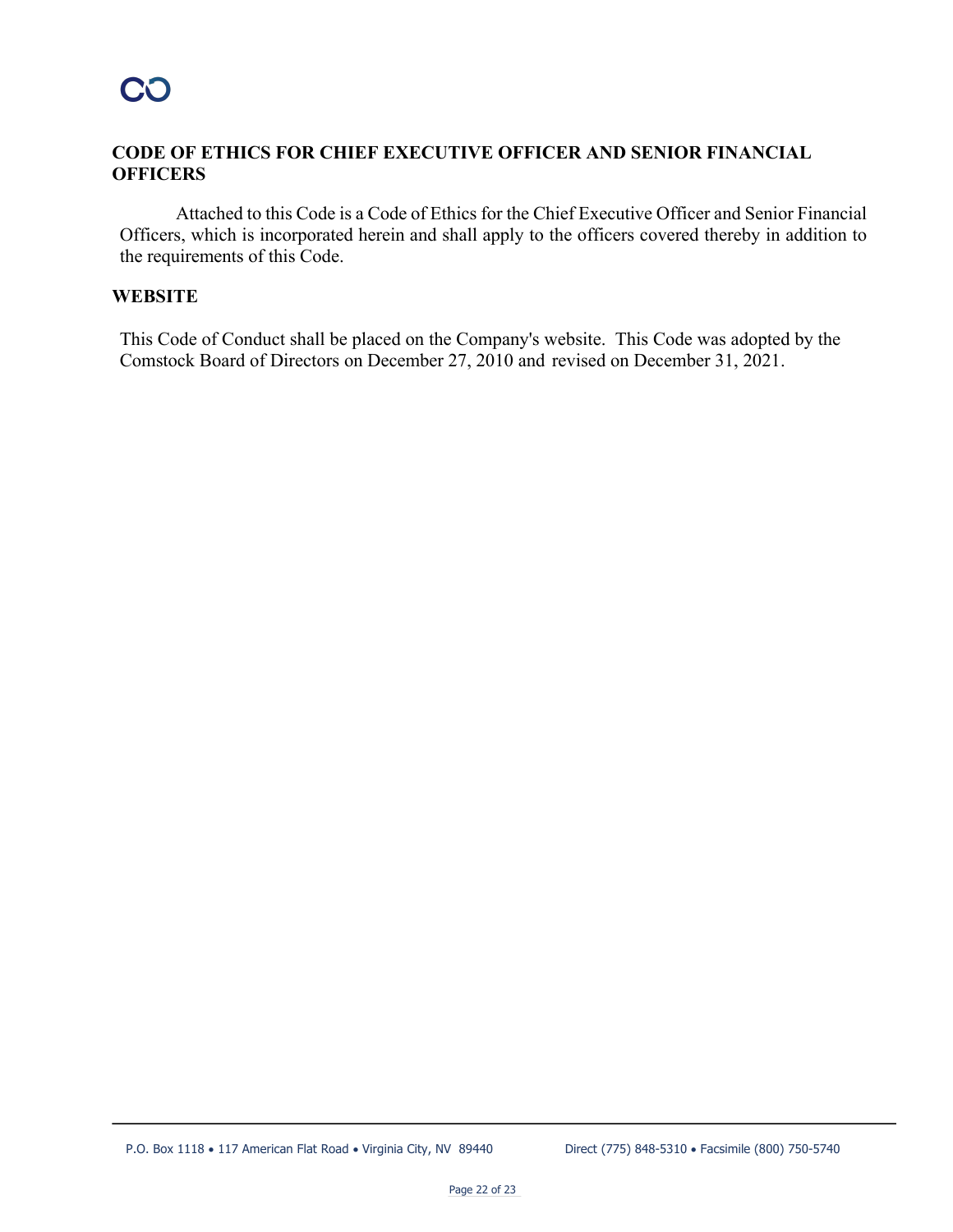## CODE OF ETHICS FOR CHIEF EXECUTIVE OFFICER AND SENIOR FINANCIAL OFFICERS

Attached to this Code is a Code of Ethics for the Chief Executive Officer and Senior Financial Officers, which is incorporated herein and shall apply to the officers covered thereby in addition to the requirements of this Code.

## WEBSITE

This Code of Conduct shall be placed on the Company's website. This Code was adopted by the Comstock Board of Directors on December 27, 2010 and revised on December 31, 2021.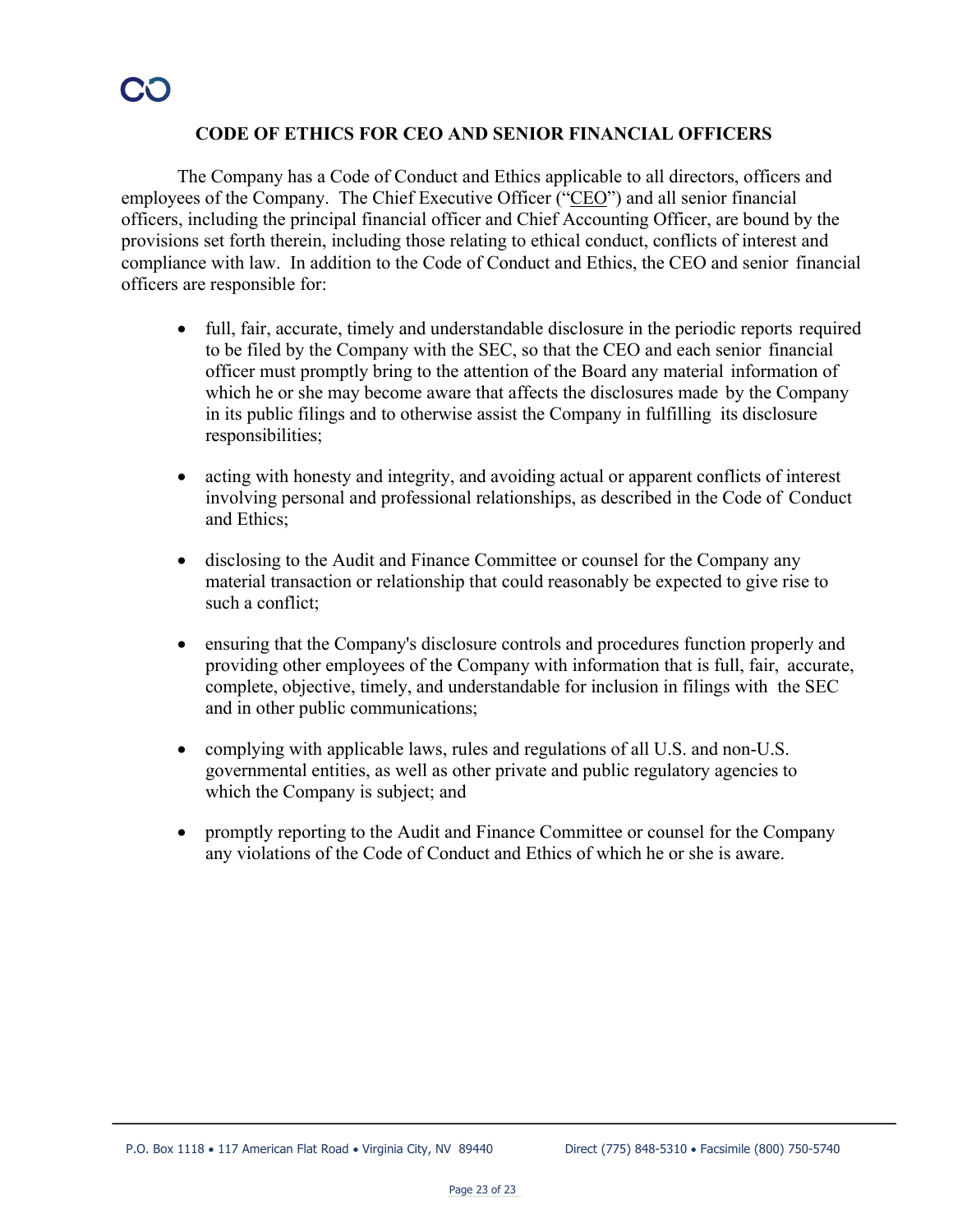## CODE OF ETHICS FOR CEO AND SENIOR FINANCIAL OFFICERS

The Company has a Code of Conduct and Ethics applicable to all directors, officers and employees of the Company. The Chief Executive Officer ("CEO") and all senior financial officers, including the principal financial officer and Chief Accounting Officer, are bound by the provisions set forth therein, including those relating to ethical conduct, conflicts of interest and compliance with law. In addition to the Code of Conduct and Ethics, the CEO and senior financial officers are responsible for:

- full, fair, accurate, timely and understandable disclosure in the periodic reports required to be filed by the Company with the SEC, so that the CEO and each senior financial officer must promptly bring to the attention of the Board any material information of which he or she may become aware that affects the disclosures made by the Company in its public filings and to otherwise assist the Company in fulfilling its disclosure responsibilities;

- acting with honesty and integrity, and avoiding actual or apparent conflicts of interest involving personal and professional relationships, as described in the Code of Conduct and Ethics;

- disclosing to the Audit and Finance Committee or counsel for the Company any material transaction or relationship that could reasonably be expected to give rise to such a conflict;

- ensuring that the Company's disclosure controls and procedures function properly and providing other employees of the Company with information that is full, fair, accurate, complete, objective, timely, and understandable for inclusion in filings with the SEC and in other public communications;

- complying with applicable laws, rules and regulations of all U.S. and non-U.S. governmental entities, as well as other private and public regulatory agencies to which the Company is subject; and

- promptly reporting to the Audit and Finance Committee or counsel for the Company any violations of the Code of Conduct and Ethics of which he or she is aware.